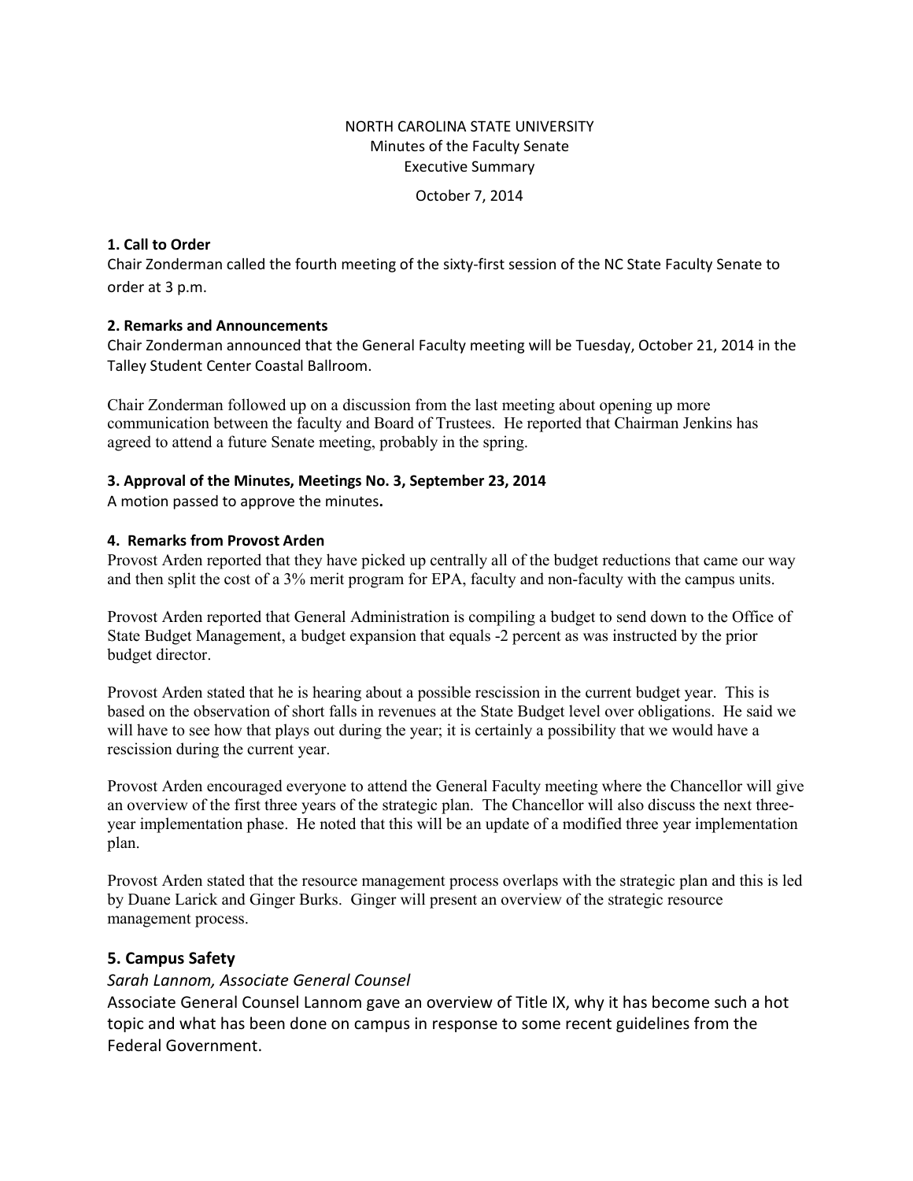NORTH CAROLINA STATE UNIVERSITY
Minutes of the Faculty Senate
Executive Summary

October 7, 2014

**1. Call to Order**

Chair Zonderman called the fourth meeting of the sixty-first session of the NC State Faculty Senate to order at 3 p.m.

**2. Remarks and Announcements**

Chair Zonderman announced that the General Faculty meeting will be Tuesday, October 21, 2014 in the Talley Student Center Coastal Ballroom.

Chair Zonderman followed up on a discussion from the last meeting about opening up more communication between the faculty and Board of Trustees. He reported that Chairman Jenkins has agreed to attend a future Senate meeting, probably in the spring.

**3. Approval of the Minutes, Meetings No. 3, September 23, 2014**

A motion passed to approve the minutes**.**

**4. Remarks from Provost Arden**

Provost Arden reported that they have picked up centrally all of the budget reductions that came our way and then split the cost of a 3% merit program for EPA, faculty and non-faculty with the campus units.

Provost Arden reported that General Administration is compiling a budget to send down to the Office of State Budget Management, a budget expansion that equals -2 percent as was instructed by the prior budget director.

Provost Arden stated that he is hearing about a possible rescission in the current budget year. This is based on the observation of short falls in revenues at the State Budget level over obligations. He said we will have to see how that plays out during the year; it is certainly a possibility that we would have a rescission during the current year.

Provost Arden encouraged everyone to attend the General Faculty meeting where the Chancellor will give an overview of the first three years of the strategic plan. The Chancellor will also discuss the next three-year implementation phase. He noted that this will be an update of a modified three year implementation plan.

Provost Arden stated that the resource management process overlaps with the strategic plan and this is led by Duane Larick and Ginger Burks. Ginger will present an overview of the strategic resource management process.

## 5. Campus Safety

*Sarah Lannom, Associate General Counsel*

Associate General Counsel Lannom gave an overview of Title IX, why it has become such a hot topic and what has been done on campus in response to some recent guidelines from the Federal Government.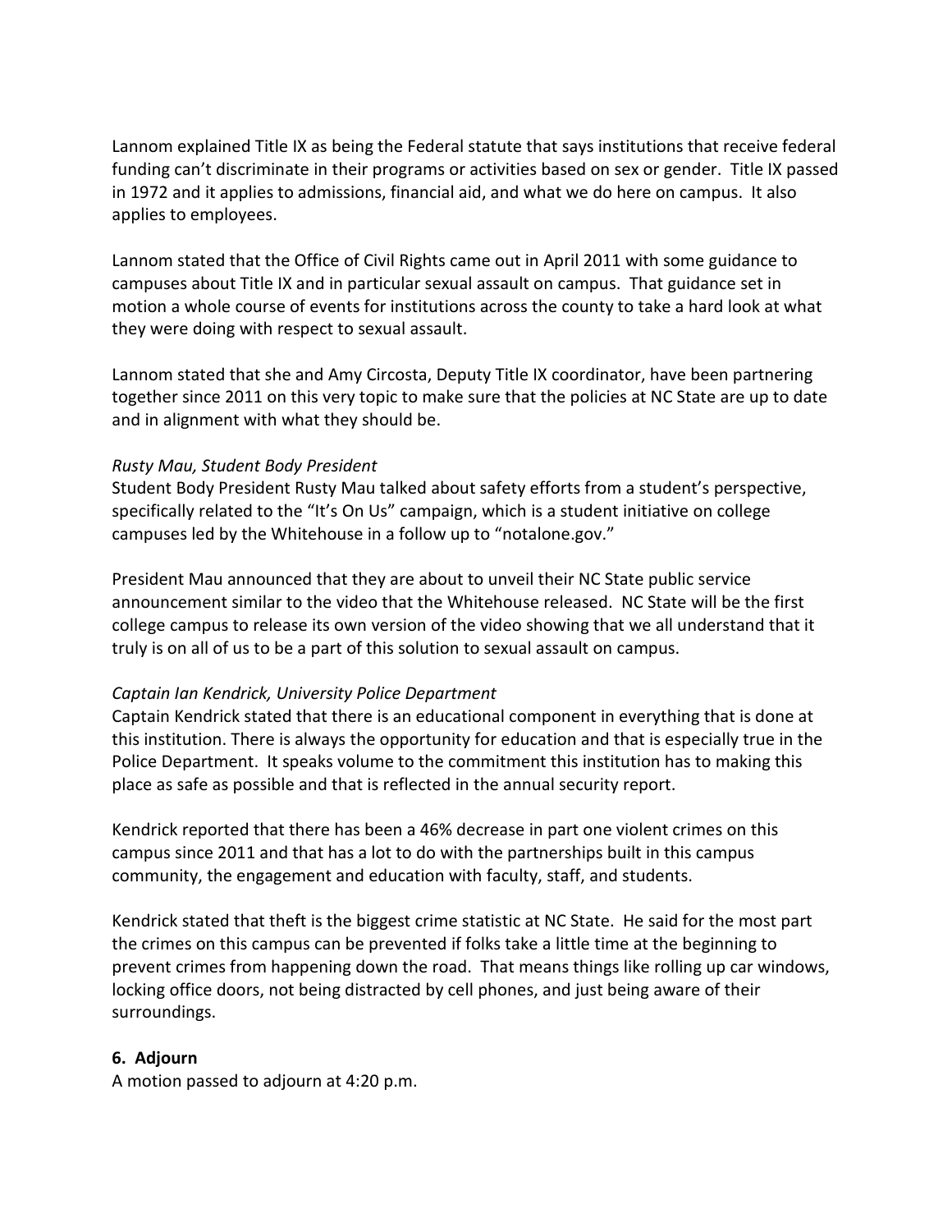Lannom explained Title IX as being the Federal statute that says institutions that receive federal funding can't discriminate in their programs or activities based on sex or gender. Title IX passed in 1972 and it applies to admissions, financial aid, and what we do here on campus. It also applies to employees.

Lannom stated that the Office of Civil Rights came out in April 2011 with some guidance to campuses about Title IX and in particular sexual assault on campus. That guidance set in motion a whole course of events for institutions across the county to take a hard look at what they were doing with respect to sexual assault.

Lannom stated that she and Amy Circosta, Deputy Title IX coordinator, have been partnering together since 2011 on this very topic to make sure that the policies at NC State are up to date and in alignment with what they should be.

*Rusty Mau, Student Body President*
Student Body President Rusty Mau talked about safety efforts from a student's perspective, specifically related to the "It's On Us" campaign, which is a student initiative on college campuses led by the Whitehouse in a follow up to "notalone.gov."

President Mau announced that they are about to unveil their NC State public service announcement similar to the video that the Whitehouse released. NC State will be the first college campus to release its own version of the video showing that we all understand that it truly is on all of us to be a part of this solution to sexual assault on campus.

*Captain Ian Kendrick, University Police Department*
Captain Kendrick stated that there is an educational component in everything that is done at this institution. There is always the opportunity for education and that is especially true in the Police Department. It speaks volume to the commitment this institution has to making this place as safe as possible and that is reflected in the annual security report.

Kendrick reported that there has been a 46% decrease in part one violent crimes on this campus since 2011 and that has a lot to do with the partnerships built in this campus community, the engagement and education with faculty, staff, and students.

Kendrick stated that theft is the biggest crime statistic at NC State. He said for the most part the crimes on this campus can be prevented if folks take a little time at the beginning to prevent crimes from happening down the road. That means things like rolling up car windows, locking office doors, not being distracted by cell phones, and just being aware of their surroundings.

**6. Adjourn**
A motion passed to adjourn at 4:20 p.m.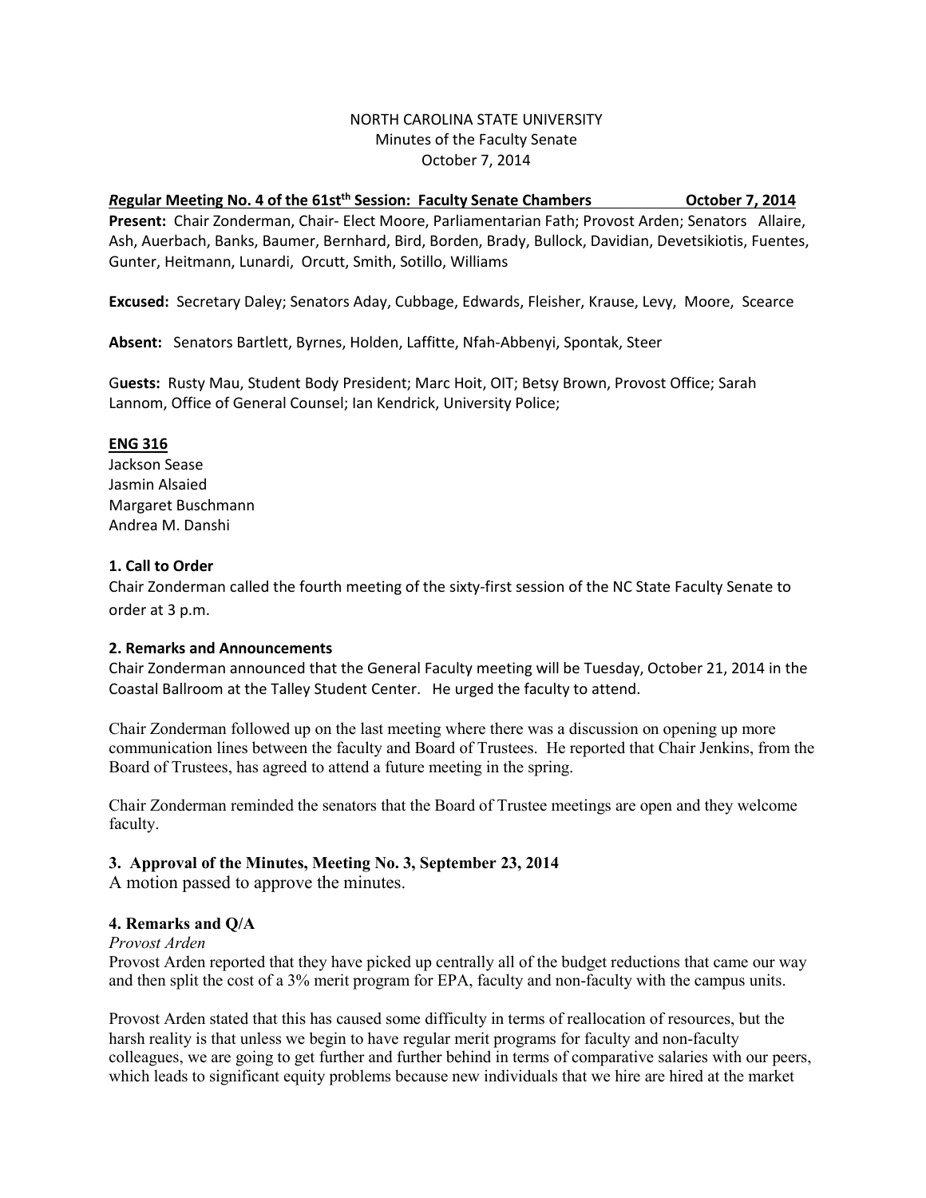NORTH CAROLINA STATE UNIVERSITY
Minutes of the Faculty Senate
October 7, 2014

***R*egular Meeting No. 4 of the 61st[th] Session: Faculty Senate Chambers October 7, 2014**

**Present:** Chair Zonderman, Chair- Elect Moore, Parliamentarian Fath; Provost Arden; Senators Allaire, Ash, Auerbach, Banks, Baumer, Bernhard, Bird, Borden, Brady, Bullock, Davidian, Devetsikiotis, Fuentes, Gunter, Heitmann, Lunardi, Orcutt, Smith, Sotillo, Williams

**Excused:** Secretary Daley; Senators Aday, Cubbage, Edwards, Fleisher, Krause, Levy, Moore, Scearce

**Absent:** Senators Bartlett, Byrnes, Holden, Laffitte, Nfah-Abbenyi, Spontak, Steer

G**uests:** Rusty Mau, Student Body President; Marc Hoit, OIT; Betsy Brown, Provost Office; Sarah Lannom, Office of General Counsel; Ian Kendrick, University Police;

**ENG 316**

Jackson Sease
Jasmin Alsaied
Margaret Buschmann
Andrea M. Danshi

**1. Call to Order**

Chair Zonderman called the fourth meeting of the sixty-first session of the NC State Faculty Senate to order at 3 p.m.

**2. Remarks and Announcements**

Chair Zonderman announced that the General Faculty meeting will be Tuesday, October 21, 2014 in the Coastal Ballroom at the Talley Student Center. He urged the faculty to attend.

Chair Zonderman followed up on the last meeting where there was a discussion on opening up more communication lines between the faculty and Board of Trustees. He reported that Chair Jenkins, from the Board of Trustees, has agreed to attend a future meeting in the spring.

Chair Zonderman reminded the senators that the Board of Trustee meetings are open and they welcome faculty.

**3. Approval of the Minutes, Meeting No. 3, September 23, 2014**

A motion passed to approve the minutes.

**4. Remarks and Q/A**

*Provost Arden*

Provost Arden reported that they have picked up centrally all of the budget reductions that came our way and then split the cost of a 3% merit program for EPA, faculty and non-faculty with the campus units.

Provost Arden stated that this has caused some difficulty in terms of reallocation of resources, but the harsh reality is that unless we begin to have regular merit programs for faculty and non-faculty colleagues, we are going to get further and further behind in terms of comparative salaries with our peers, which leads to significant equity problems because new individuals that we hire are hired at the market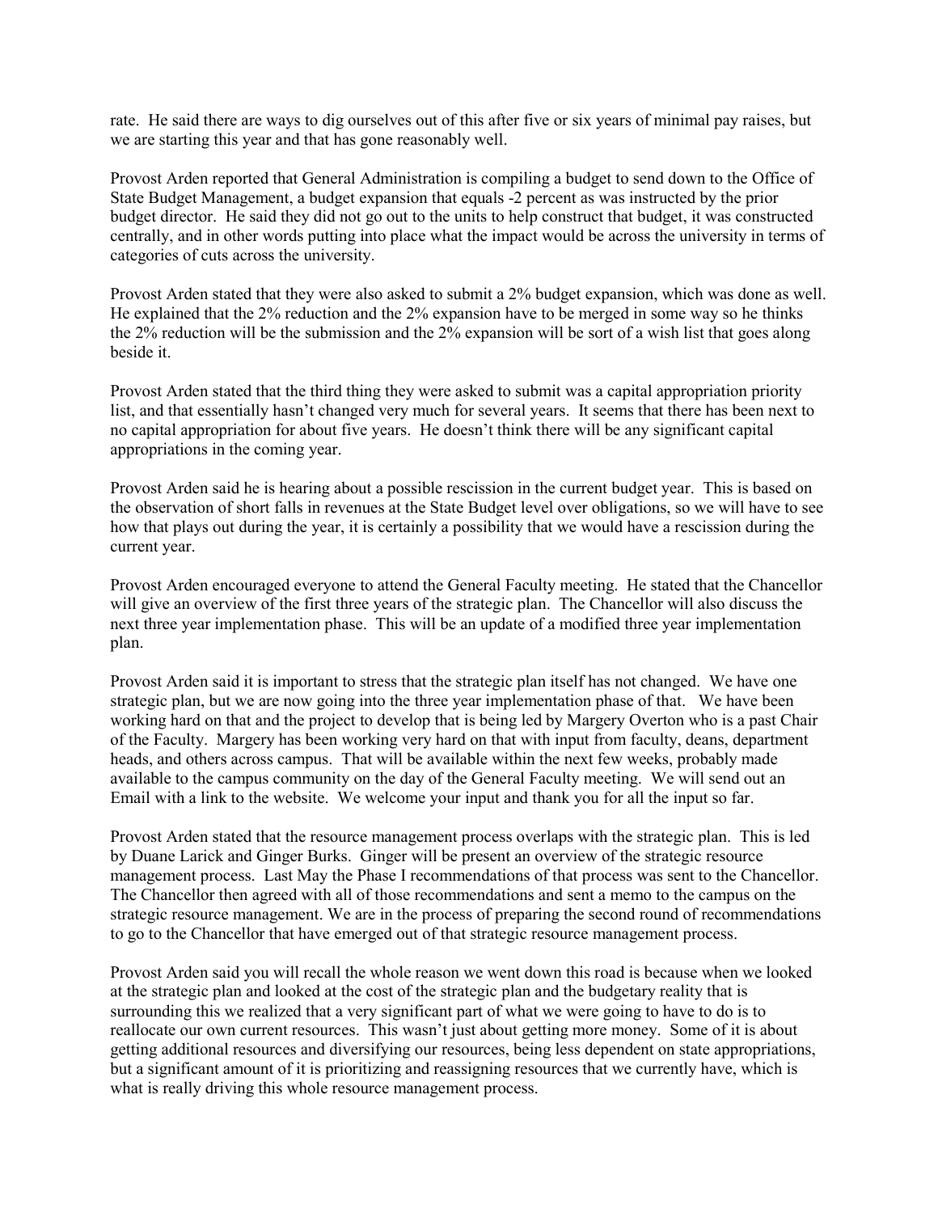rate. He said there are ways to dig ourselves out of this after five or six years of minimal pay raises, but we are starting this year and that has gone reasonably well.

Provost Arden reported that General Administration is compiling a budget to send down to the Office of State Budget Management, a budget expansion that equals -2 percent as was instructed by the prior budget director. He said they did not go out to the units to help construct that budget, it was constructed centrally, and in other words putting into place what the impact would be across the university in terms of categories of cuts across the university.

Provost Arden stated that they were also asked to submit a 2% budget expansion, which was done as well. He explained that the 2% reduction and the 2% expansion have to be merged in some way so he thinks the 2% reduction will be the submission and the 2% expansion will be sort of a wish list that goes along beside it.

Provost Arden stated that the third thing they were asked to submit was a capital appropriation priority list, and that essentially hasn't changed very much for several years. It seems that there has been next to no capital appropriation for about five years. He doesn't think there will be any significant capital appropriations in the coming year.

Provost Arden said he is hearing about a possible rescission in the current budget year. This is based on the observation of short falls in revenues at the State Budget level over obligations, so we will have to see how that plays out during the year, it is certainly a possibility that we would have a rescission during the current year.

Provost Arden encouraged everyone to attend the General Faculty meeting. He stated that the Chancellor will give an overview of the first three years of the strategic plan. The Chancellor will also discuss the next three year implementation phase. This will be an update of a modified three year implementation plan.

Provost Arden said it is important to stress that the strategic plan itself has not changed. We have one strategic plan, but we are now going into the three year implementation phase of that. We have been working hard on that and the project to develop that is being led by Margery Overton who is a past Chair of the Faculty. Margery has been working very hard on that with input from faculty, deans, department heads, and others across campus. That will be available within the next few weeks, probably made available to the campus community on the day of the General Faculty meeting. We will send out an Email with a link to the website. We welcome your input and thank you for all the input so far.

Provost Arden stated that the resource management process overlaps with the strategic plan. This is led by Duane Larick and Ginger Burks. Ginger will be present an overview of the strategic resource management process. Last May the Phase I recommendations of that process was sent to the Chancellor. The Chancellor then agreed with all of those recommendations and sent a memo to the campus on the strategic resource management. We are in the process of preparing the second round of recommendations to go to the Chancellor that have emerged out of that strategic resource management process.

Provost Arden said you will recall the whole reason we went down this road is because when we looked at the strategic plan and looked at the cost of the strategic plan and the budgetary reality that is surrounding this we realized that a very significant part of what we were going to have to do is to reallocate our own current resources. This wasn't just about getting more money. Some of it is about getting additional resources and diversifying our resources, being less dependent on state appropriations, but a significant amount of it is prioritizing and reassigning resources that we currently have, which is what is really driving this whole resource management process.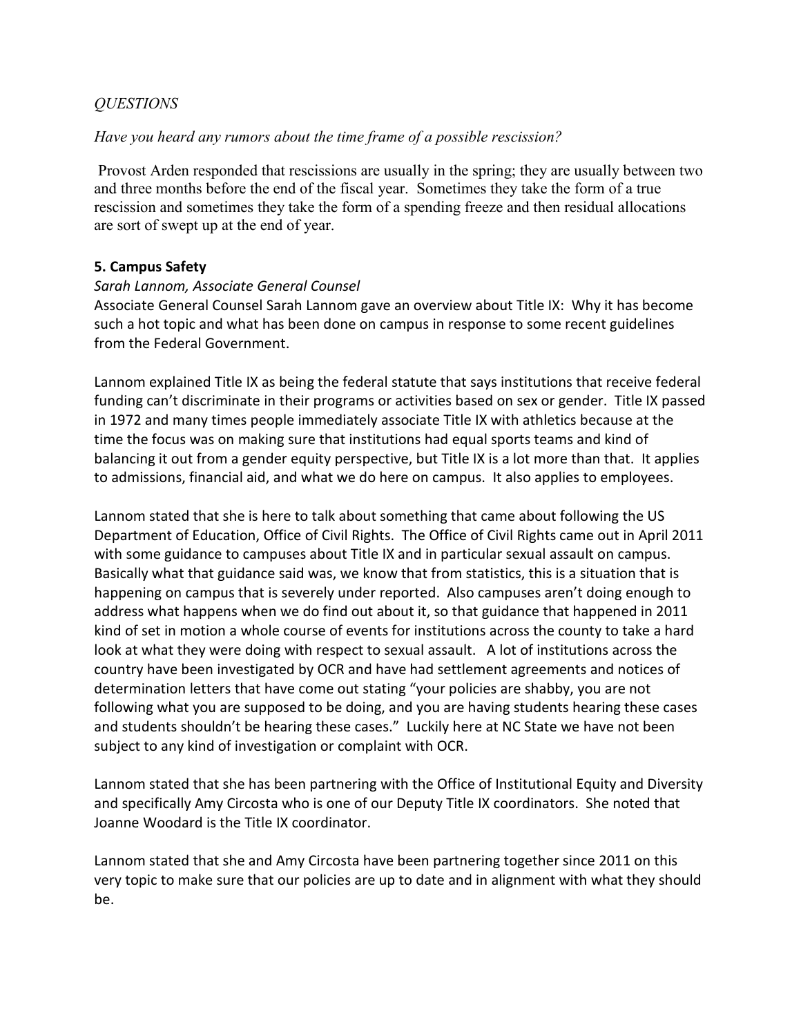*QUESTIONS*

*Have you heard any rumors about the time frame of a possible rescission?*

Provost Arden responded that rescissions are usually in the spring; they are usually between two and three months before the end of the fiscal year. Sometimes they take the form of a true rescission and sometimes they take the form of a spending freeze and then residual allocations are sort of swept up at the end of year.

**5. Campus Safety**

*Sarah Lannom, Associate General Counsel*

Associate General Counsel Sarah Lannom gave an overview about Title IX: Why it has become such a hot topic and what has been done on campus in response to some recent guidelines from the Federal Government.

Lannom explained Title IX as being the federal statute that says institutions that receive federal funding can't discriminate in their programs or activities based on sex or gender. Title IX passed in 1972 and many times people immediately associate Title IX with athletics because at the time the focus was on making sure that institutions had equal sports teams and kind of balancing it out from a gender equity perspective, but Title IX is a lot more than that. It applies to admissions, financial aid, and what we do here on campus. It also applies to employees.

Lannom stated that she is here to talk about something that came about following the US Department of Education, Office of Civil Rights. The Office of Civil Rights came out in April 2011 with some guidance to campuses about Title IX and in particular sexual assault on campus. Basically what that guidance said was, we know that from statistics, this is a situation that is happening on campus that is severely under reported. Also campuses aren't doing enough to address what happens when we do find out about it, so that guidance that happened in 2011 kind of set in motion a whole course of events for institutions across the county to take a hard look at what they were doing with respect to sexual assault. A lot of institutions across the country have been investigated by OCR and have had settlement agreements and notices of determination letters that have come out stating "your policies are shabby, you are not following what you are supposed to be doing, and you are having students hearing these cases and students shouldn't be hearing these cases." Luckily here at NC State we have not been subject to any kind of investigation or complaint with OCR.

Lannom stated that she has been partnering with the Office of Institutional Equity and Diversity and specifically Amy Circosta who is one of our Deputy Title IX coordinators. She noted that Joanne Woodard is the Title IX coordinator.

Lannom stated that she and Amy Circosta have been partnering together since 2011 on this very topic to make sure that our policies are up to date and in alignment with what they should be.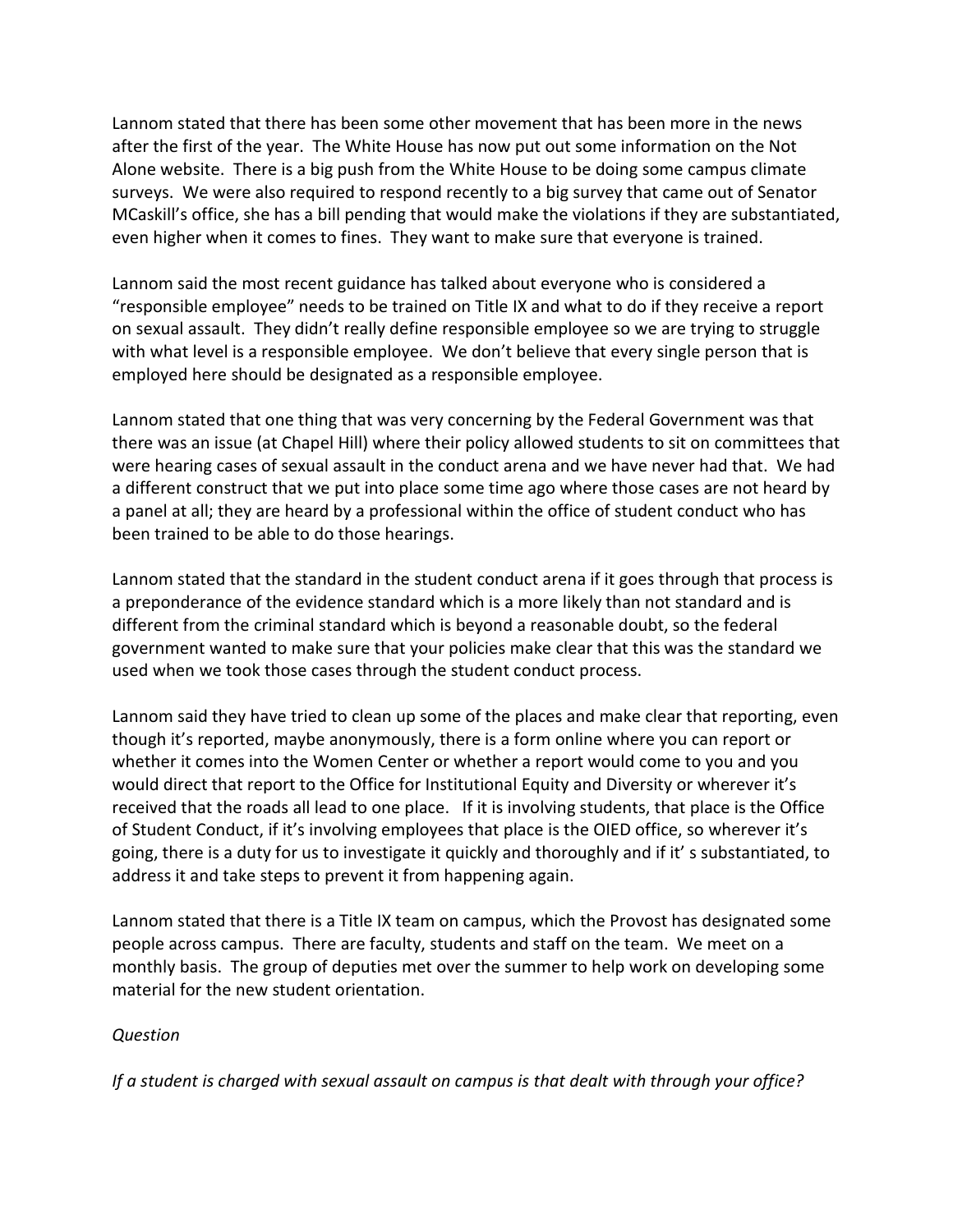Lannom stated that there has been some other movement that has been more in the news after the first of the year. The White House has now put out some information on the Not Alone website. There is a big push from the White House to be doing some campus climate surveys. We were also required to respond recently to a big survey that came out of Senator MCaskill's office, she has a bill pending that would make the violations if they are substantiated, even higher when it comes to fines. They want to make sure that everyone is trained.

Lannom said the most recent guidance has talked about everyone who is considered a "responsible employee" needs to be trained on Title IX and what to do if they receive a report on sexual assault. They didn't really define responsible employee so we are trying to struggle with what level is a responsible employee. We don't believe that every single person that is employed here should be designated as a responsible employee.

Lannom stated that one thing that was very concerning by the Federal Government was that there was an issue (at Chapel Hill) where their policy allowed students to sit on committees that were hearing cases of sexual assault in the conduct arena and we have never had that. We had a different construct that we put into place some time ago where those cases are not heard by a panel at all; they are heard by a professional within the office of student conduct who has been trained to be able to do those hearings.

Lannom stated that the standard in the student conduct arena if it goes through that process is a preponderance of the evidence standard which is a more likely than not standard and is different from the criminal standard which is beyond a reasonable doubt, so the federal government wanted to make sure that your policies make clear that this was the standard we used when we took those cases through the student conduct process.

Lannom said they have tried to clean up some of the places and make clear that reporting, even though it's reported, maybe anonymously, there is a form online where you can report or whether it comes into the Women Center or whether a report would come to you and you would direct that report to the Office for Institutional Equity and Diversity or wherever it's received that the roads all lead to one place. If it is involving students, that place is the Office of Student Conduct, if it's involving employees that place is the OIED office, so wherever it's going, there is a duty for us to investigate it quickly and thoroughly and if it' s substantiated, to address it and take steps to prevent it from happening again.

Lannom stated that there is a Title IX team on campus, which the Provost has designated some people across campus. There are faculty, students and staff on the team. We meet on a monthly basis. The group of deputies met over the summer to help work on developing some material for the new student orientation.

*Question*

*If a student is charged with sexual assault on campus is that dealt with through your office?*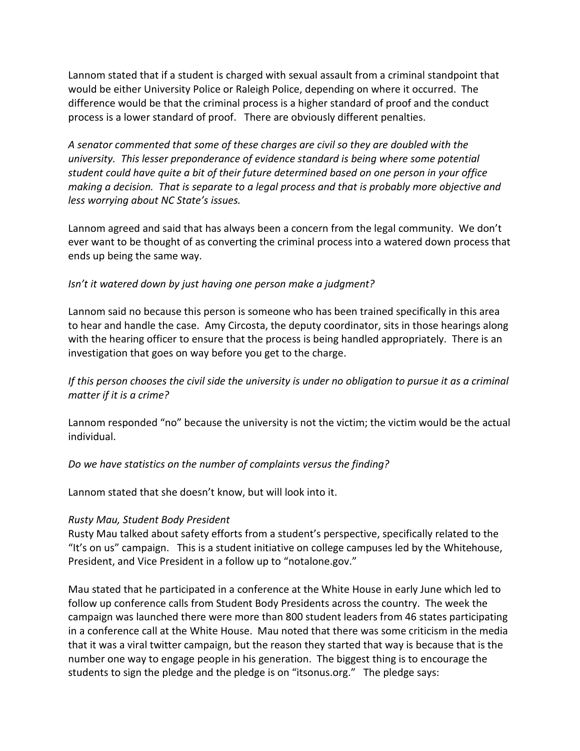Lannom stated that if a student is charged with sexual assault from a criminal standpoint that would be either University Police or Raleigh Police, depending on where it occurred. The difference would be that the criminal process is a higher standard of proof and the conduct process is a lower standard of proof. There are obviously different penalties.

*A senator commented that some of these charges are civil so they are doubled with the university. This lesser preponderance of evidence standard is being where some potential student could have quite a bit of their future determined based on one person in your office making a decision. That is separate to a legal process and that is probably more objective and less worrying about NC State's issues.*

Lannom agreed and said that has always been a concern from the legal community. We don't ever want to be thought of as converting the criminal process into a watered down process that ends up being the same way.

*Isn't it watered down by just having one person make a judgment?*

Lannom said no because this person is someone who has been trained specifically in this area to hear and handle the case. Amy Circosta, the deputy coordinator, sits in those hearings along with the hearing officer to ensure that the process is being handled appropriately. There is an investigation that goes on way before you get to the charge.

*If this person chooses the civil side the university is under no obligation to pursue it as a criminal matter if it is a crime?*

Lannom responded "no" because the university is not the victim; the victim would be the actual individual.

*Do we have statistics on the number of complaints versus the finding?*

Lannom stated that she doesn't know, but will look into it.

*Rusty Mau, Student Body President*
Rusty Mau talked about safety efforts from a student's perspective, specifically related to the "It's on us" campaign. This is a student initiative on college campuses led by the Whitehouse, President, and Vice President in a follow up to "notalone.gov."

Mau stated that he participated in a conference at the White House in early June which led to follow up conference calls from Student Body Presidents across the country. The week the campaign was launched there were more than 800 student leaders from 46 states participating in a conference call at the White House. Mau noted that there was some criticism in the media that it was a viral twitter campaign, but the reason they started that way is because that is the number one way to engage people in his generation. The biggest thing is to encourage the students to sign the pledge and the pledge is on "itsonus.org." The pledge says: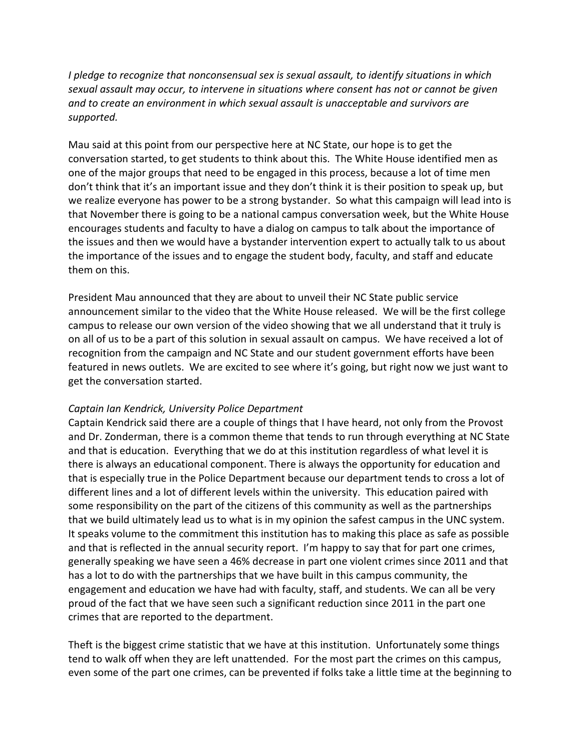*I pledge to recognize that nonconsensual sex is sexual assault, to identify situations in which sexual assault may occur, to intervene in situations where consent has not or cannot be given and to create an environment in which sexual assault is unacceptable and survivors are supported.*

Mau said at this point from our perspective here at NC State, our hope is to get the conversation started, to get students to think about this. The White House identified men as one of the major groups that need to be engaged in this process, because a lot of time men don't think that it's an important issue and they don't think it is their position to speak up, but we realize everyone has power to be a strong bystander. So what this campaign will lead into is that November there is going to be a national campus conversation week, but the White House encourages students and faculty to have a dialog on campus to talk about the importance of the issues and then we would have a bystander intervention expert to actually talk to us about the importance of the issues and to engage the student body, faculty, and staff and educate them on this.

President Mau announced that they are about to unveil their NC State public service announcement similar to the video that the White House released. We will be the first college campus to release our own version of the video showing that we all understand that it truly is on all of us to be a part of this solution in sexual assault on campus. We have received a lot of recognition from the campaign and NC State and our student government efforts have been featured in news outlets. We are excited to see where it's going, but right now we just want to get the conversation started.

*Captain Ian Kendrick, University Police Department*

Captain Kendrick said there are a couple of things that I have heard, not only from the Provost and Dr. Zonderman, there is a common theme that tends to run through everything at NC State and that is education. Everything that we do at this institution regardless of what level it is there is always an educational component. There is always the opportunity for education and that is especially true in the Police Department because our department tends to cross a lot of different lines and a lot of different levels within the university. This education paired with some responsibility on the part of the citizens of this community as well as the partnerships that we build ultimately lead us to what is in my opinion the safest campus in the UNC system. It speaks volume to the commitment this institution has to making this place as safe as possible and that is reflected in the annual security report. I'm happy to say that for part one crimes, generally speaking we have seen a 46% decrease in part one violent crimes since 2011 and that has a lot to do with the partnerships that we have built in this campus community, the engagement and education we have had with faculty, staff, and students. We can all be very proud of the fact that we have seen such a significant reduction since 2011 in the part one crimes that are reported to the department.

Theft is the biggest crime statistic that we have at this institution. Unfortunately some things tend to walk off when they are left unattended. For the most part the crimes on this campus, even some of the part one crimes, can be prevented if folks take a little time at the beginning to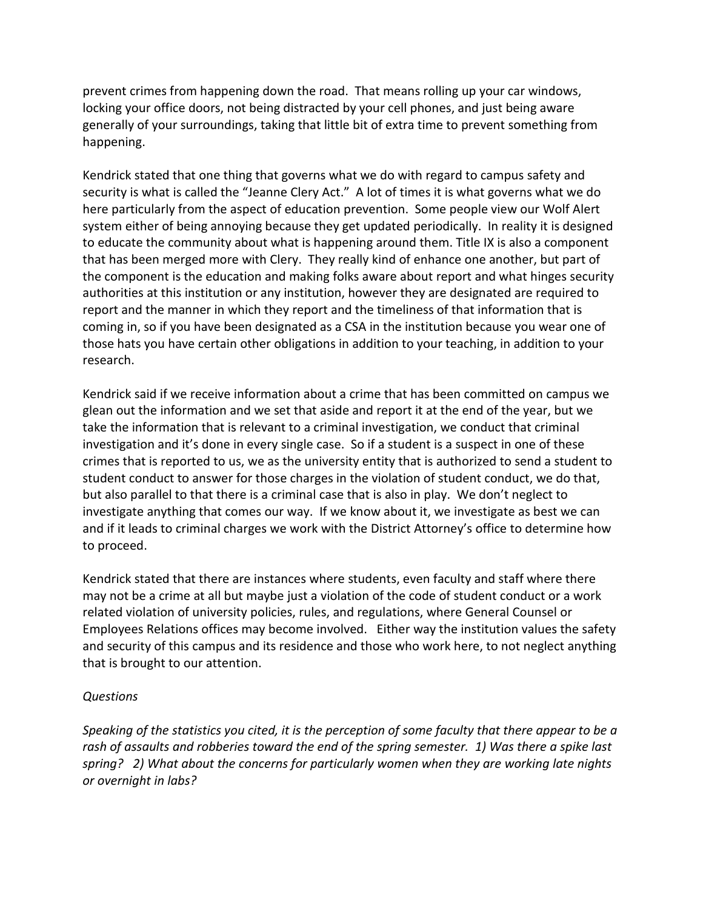prevent crimes from happening down the road. That means rolling up your car windows, locking your office doors, not being distracted by your cell phones, and just being aware generally of your surroundings, taking that little bit of extra time to prevent something from happening.

Kendrick stated that one thing that governs what we do with regard to campus safety and security is what is called the "Jeanne Clery Act." A lot of times it is what governs what we do here particularly from the aspect of education prevention. Some people view our Wolf Alert system either of being annoying because they get updated periodically. In reality it is designed to educate the community about what is happening around them. Title IX is also a component that has been merged more with Clery. They really kind of enhance one another, but part of the component is the education and making folks aware about report and what hinges security authorities at this institution or any institution, however they are designated are required to report and the manner in which they report and the timeliness of that information that is coming in, so if you have been designated as a CSA in the institution because you wear one of those hats you have certain other obligations in addition to your teaching, in addition to your research.

Kendrick said if we receive information about a crime that has been committed on campus we glean out the information and we set that aside and report it at the end of the year, but we take the information that is relevant to a criminal investigation, we conduct that criminal investigation and it's done in every single case. So if a student is a suspect in one of these crimes that is reported to us, we as the university entity that is authorized to send a student to student conduct to answer for those charges in the violation of student conduct, we do that, but also parallel to that there is a criminal case that is also in play. We don't neglect to investigate anything that comes our way. If we know about it, we investigate as best we can and if it leads to criminal charges we work with the District Attorney's office to determine how to proceed.

Kendrick stated that there are instances where students, even faculty and staff where there may not be a crime at all but maybe just a violation of the code of student conduct or a work related violation of university policies, rules, and regulations, where General Counsel or Employees Relations offices may become involved. Either way the institution values the safety and security of this campus and its residence and those who work here, to not neglect anything that is brought to our attention.

*Questions*

*Speaking of the statistics you cited, it is the perception of some faculty that there appear to be a rash of assaults and robberies toward the end of the spring semester. 1) Was there a spike last spring? 2) What about the concerns for particularly women when they are working late nights or overnight in labs?*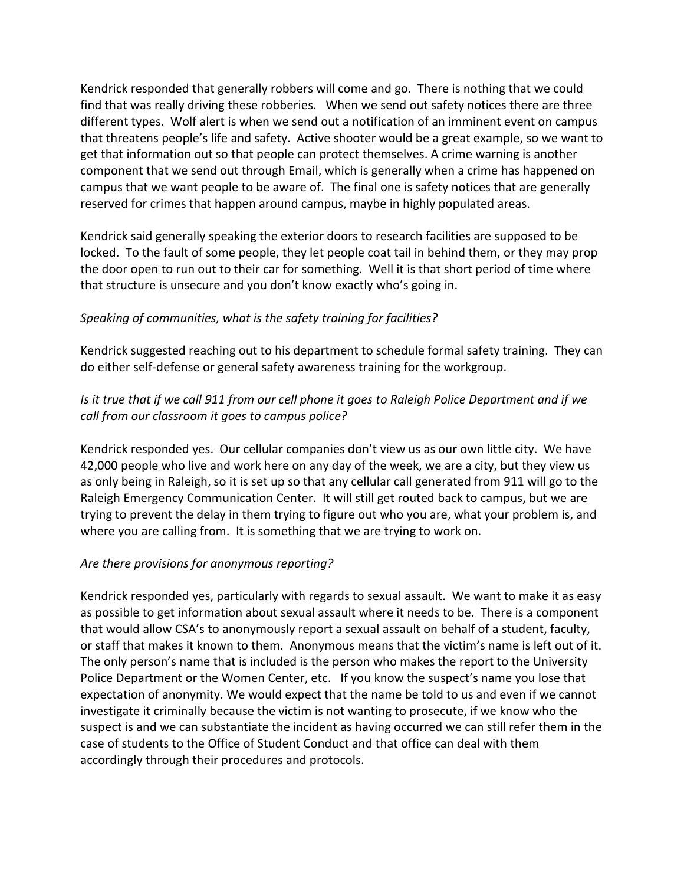Kendrick responded that generally robbers will come and go. There is nothing that we could find that was really driving these robberies. When we send out safety notices there are three different types. Wolf alert is when we send out a notification of an imminent event on campus that threatens people's life and safety. Active shooter would be a great example, so we want to get that information out so that people can protect themselves. A crime warning is another component that we send out through Email, which is generally when a crime has happened on campus that we want people to be aware of. The final one is safety notices that are generally reserved for crimes that happen around campus, maybe in highly populated areas.

Kendrick said generally speaking the exterior doors to research facilities are supposed to be locked. To the fault of some people, they let people coat tail in behind them, or they may prop the door open to run out to their car for something. Well it is that short period of time where that structure is unsecure and you don't know exactly who's going in.

*Speaking of communities, what is the safety training for facilities?*

Kendrick suggested reaching out to his department to schedule formal safety training. They can do either self-defense or general safety awareness training for the workgroup.

*Is it true that if we call 911 from our cell phone it goes to Raleigh Police Department and if we call from our classroom it goes to campus police?*

Kendrick responded yes. Our cellular companies don't view us as our own little city. We have 42,000 people who live and work here on any day of the week, we are a city, but they view us as only being in Raleigh, so it is set up so that any cellular call generated from 911 will go to the Raleigh Emergency Communication Center. It will still get routed back to campus, but we are trying to prevent the delay in them trying to figure out who you are, what your problem is, and where you are calling from. It is something that we are trying to work on.

*Are there provisions for anonymous reporting?*

Kendrick responded yes, particularly with regards to sexual assault. We want to make it as easy as possible to get information about sexual assault where it needs to be. There is a component that would allow CSA's to anonymously report a sexual assault on behalf of a student, faculty, or staff that makes it known to them. Anonymous means that the victim's name is left out of it. The only person's name that is included is the person who makes the report to the University Police Department or the Women Center, etc. If you know the suspect's name you lose that expectation of anonymity. We would expect that the name be told to us and even if we cannot investigate it criminally because the victim is not wanting to prosecute, if we know who the suspect is and we can substantiate the incident as having occurred we can still refer them in the case of students to the Office of Student Conduct and that office can deal with them accordingly through their procedures and protocols.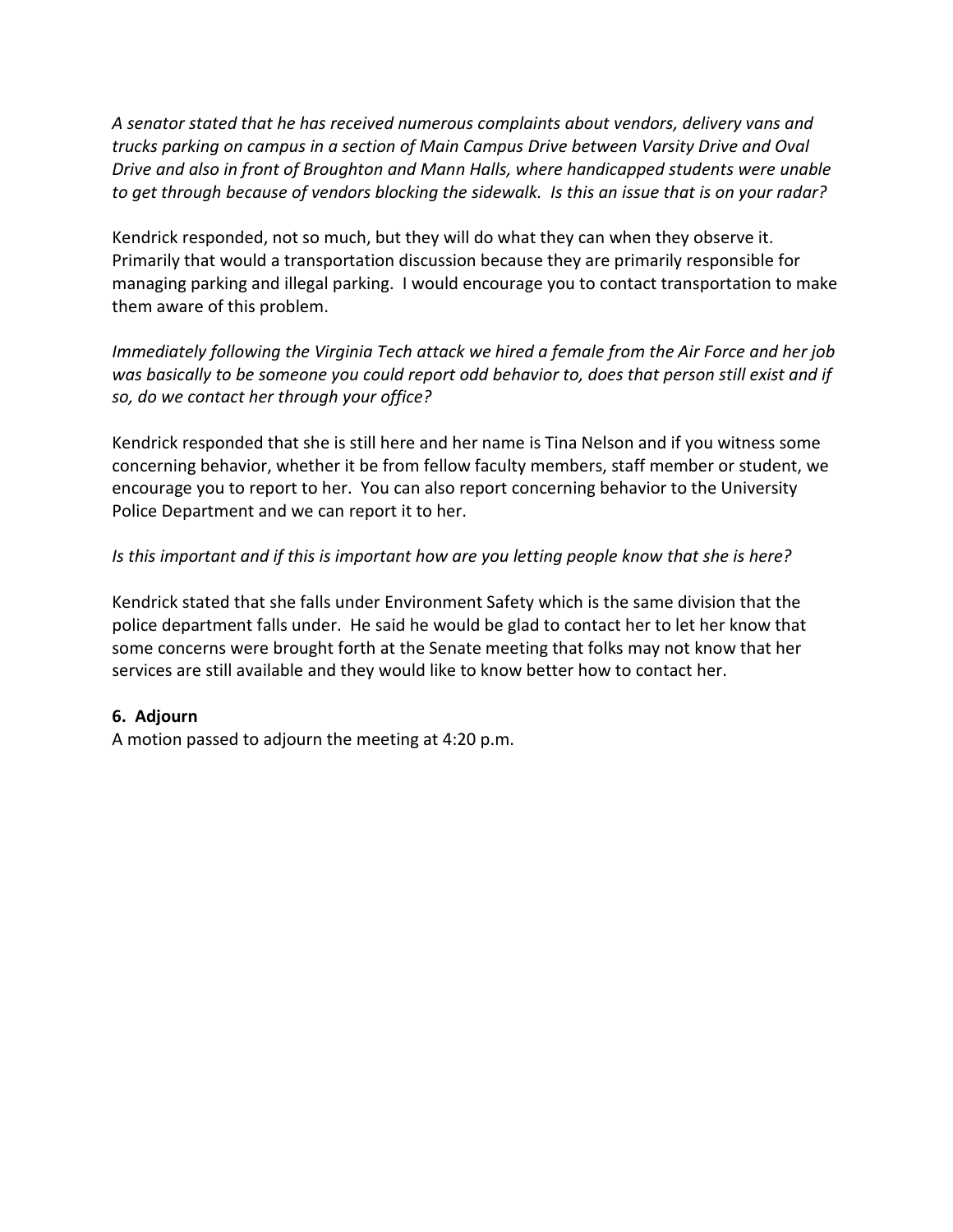*A senator stated that he has received numerous complaints about vendors, delivery vans and trucks parking on campus in a section of Main Campus Drive between Varsity Drive and Oval Drive and also in front of Broughton and Mann Halls, where handicapped students were unable to get through because of vendors blocking the sidewalk. Is this an issue that is on your radar?*

Kendrick responded, not so much, but they will do what they can when they observe it. Primarily that would a transportation discussion because they are primarily responsible for managing parking and illegal parking. I would encourage you to contact transportation to make them aware of this problem.

*Immediately following the Virginia Tech attack we hired a female from the Air Force and her job was basically to be someone you could report odd behavior to, does that person still exist and if so, do we contact her through your office?*

Kendrick responded that she is still here and her name is Tina Nelson and if you witness some concerning behavior, whether it be from fellow faculty members, staff member or student, we encourage you to report to her. You can also report concerning behavior to the University Police Department and we can report it to her.

*Is this important and if this is important how are you letting people know that she is here?*

Kendrick stated that she falls under Environment Safety which is the same division that the police department falls under. He said he would be glad to contact her to let her know that some concerns were brought forth at the Senate meeting that folks may not know that her services are still available and they would like to know better how to contact her.

**6. Adjourn**

A motion passed to adjourn the meeting at 4:20 p.m.